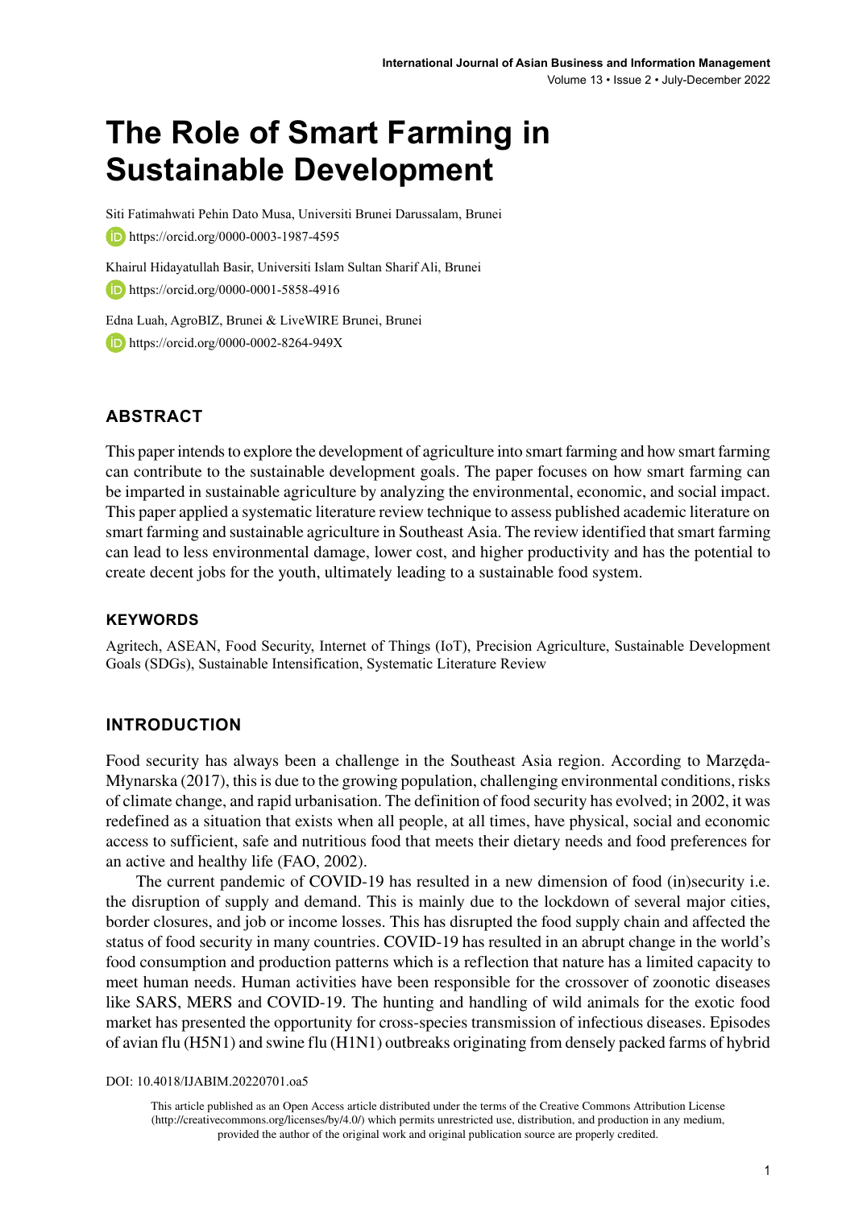# The Role of Smart Farming in Sustainable Development

Siti Fatimahwati Pehin Dato Musa, Universiti Brunei Darussalam, Brunei

https://orcid.org/0000-0003-1987-4595

Khairul Hidayatullah Basir, Universiti Islam Sultan Sharif Ali, Brunei

https://orcid.org/0000-0001-5858-4916

Edna Luah, AgroBIZ, Brunei & LiveWIRE Brunei, Brunei

https://orcid.org/0000-0002-8264-949X

## ABSTRACT

This paper intends to explore the development of agriculture into smart farming and how smart farming can contribute to the sustainable development goals. The paper focuses on how smart farming can be imparted in sustainable agriculture by analyzing the environmental, economic, and social impact. This paper applied a systematic literature review technique to assess published academic literature on smart farming and sustainable agriculture in Southeast Asia. The review identified that smart farming can lead to less environmental damage, lower cost, and higher productivity and has the potential to create decent jobs for the youth, ultimately leading to a sustainable food system.

### KEYWORDS

Agritech, ASEAN, Food Security, Internet of Things (IoT), Precision Agriculture, Sustainable Development Goals (SDGs), Sustainable Intensification, Systematic Literature Review

## INTRODUCTION

Food security has always been a challenge in the Southeast Asia region. According to Marzęda-Młynarska (2017), this is due to the growing population, challenging environmental conditions, risks of climate change, and rapid urbanisation. The definition of food security has evolved; in 2002, it was redefined as a situation that exists when all people, at all times, have physical, social and economic access to sufficient, safe and nutritious food that meets their dietary needs and food preferences for an active and healthy life (FAO, 2002).

The current pandemic of COVID-19 has resulted in a new dimension of food (in)security i.e. the disruption of supply and demand. This is mainly due to the lockdown of several major cities, border closures, and job or income losses. This has disrupted the food supply chain and affected the status of food security in many countries. COVID-19 has resulted in an abrupt change in the world's food consumption and production patterns which is a reflection that nature has a limited capacity to meet human needs. Human activities have been responsible for the crossover of zoonotic diseases like SARS, MERS and COVID-19. The hunting and handling of wild animals for the exotic food market has presented the opportunity for cross-species transmission of infectious diseases. Episodes of avian flu (H5N1) and swine flu (H1N1) outbreaks originating from densely packed farms of hybrid

DOI: 10.4018/IJABIM.20220701.oa5

This article published as an Open Access article distributed under the terms of the Creative Commons Attribution License (http://creativecommons.org/licenses/by/4.0/) which permits unrestricted use, distribution, and production in any medium, provided the author of the original work and original publication source are properly credited.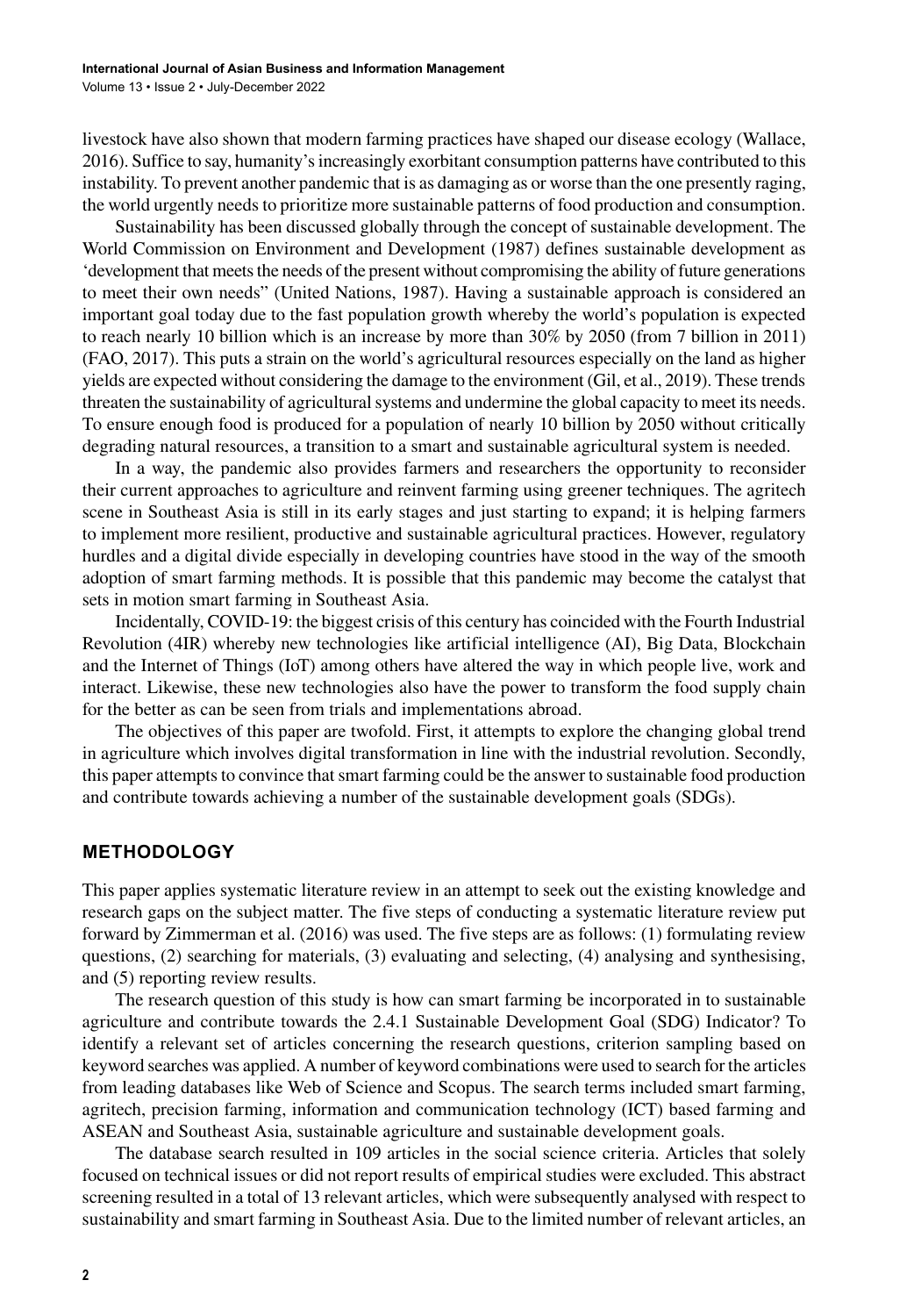livestock have also shown that modern farming practices have shaped our disease ecology (Wallace, 2016). Suffice to say, humanity's increasingly exorbitant consumption patterns have contributed to this instability. To prevent another pandemic that is as damaging as or worse than the one presently raging, the world urgently needs to prioritize more sustainable patterns of food production and consumption.

Sustainability has been discussed globally through the concept of sustainable development. The World Commission on Environment and Development (1987) defines sustainable development as 'development that meets the needs of the present without compromising the ability of future generations to meet their own needs" (United Nations, 1987). Having a sustainable approach is considered an important goal today due to the fast population growth whereby the world's population is expected to reach nearly 10 billion which is an increase by more than 30% by 2050 (from 7 billion in 2011) (FAO, 2017). This puts a strain on the world's agricultural resources especially on the land as higher yields are expected without considering the damage to the environment (Gil, et al., 2019). These trends threaten the sustainability of agricultural systems and undermine the global capacity to meet its needs. To ensure enough food is produced for a population of nearly 10 billion by 2050 without critically degrading natural resources, a transition to a smart and sustainable agricultural system is needed.

In a way, the pandemic also provides farmers and researchers the opportunity to reconsider their current approaches to agriculture and reinvent farming using greener techniques. The agritech scene in Southeast Asia is still in its early stages and just starting to expand; it is helping farmers to implement more resilient, productive and sustainable agricultural practices. However, regulatory hurdles and a digital divide especially in developing countries have stood in the way of the smooth adoption of smart farming methods. It is possible that this pandemic may become the catalyst that sets in motion smart farming in Southeast Asia.

Incidentally, COVID-19: the biggest crisis of this century has coincided with the Fourth Industrial Revolution (4IR) whereby new technologies like artificial intelligence (AI), Big Data, Blockchain and the Internet of Things (IoT) among others have altered the way in which people live, work and interact. Likewise, these new technologies also have the power to transform the food supply chain for the better as can be seen from trials and implementations abroad.

The objectives of this paper are twofold. First, it attempts to explore the changing global trend in agriculture which involves digital transformation in line with the industrial revolution. Secondly, this paper attempts to convince that smart farming could be the answer to sustainable food production and contribute towards achieving a number of the sustainable development goals (SDGs).

## METHODOLOGY

This paper applies systematic literature review in an attempt to seek out the existing knowledge and research gaps on the subject matter. The five steps of conducting a systematic literature review put forward by Zimmerman et al. (2016) was used. The five steps are as follows: (1) formulating review questions, (2) searching for materials, (3) evaluating and selecting, (4) analysing and synthesising, and (5) reporting review results.

The research question of this study is how can smart farming be incorporated in to sustainable agriculture and contribute towards the 2.4.1 Sustainable Development Goal (SDG) Indicator? To identify a relevant set of articles concerning the research questions, criterion sampling based on keyword searches was applied. A number of keyword combinations were used to search for the articles from leading databases like Web of Science and Scopus. The search terms included smart farming, agritech, precision farming, information and communication technology (ICT) based farming and ASEAN and Southeast Asia, sustainable agriculture and sustainable development goals.

The database search resulted in 109 articles in the social science criteria. Articles that solely focused on technical issues or did not report results of empirical studies were excluded. This abstract screening resulted in a total of 13 relevant articles, which were subsequently analysed with respect to sustainability and smart farming in Southeast Asia. Due to the limited number of relevant articles, an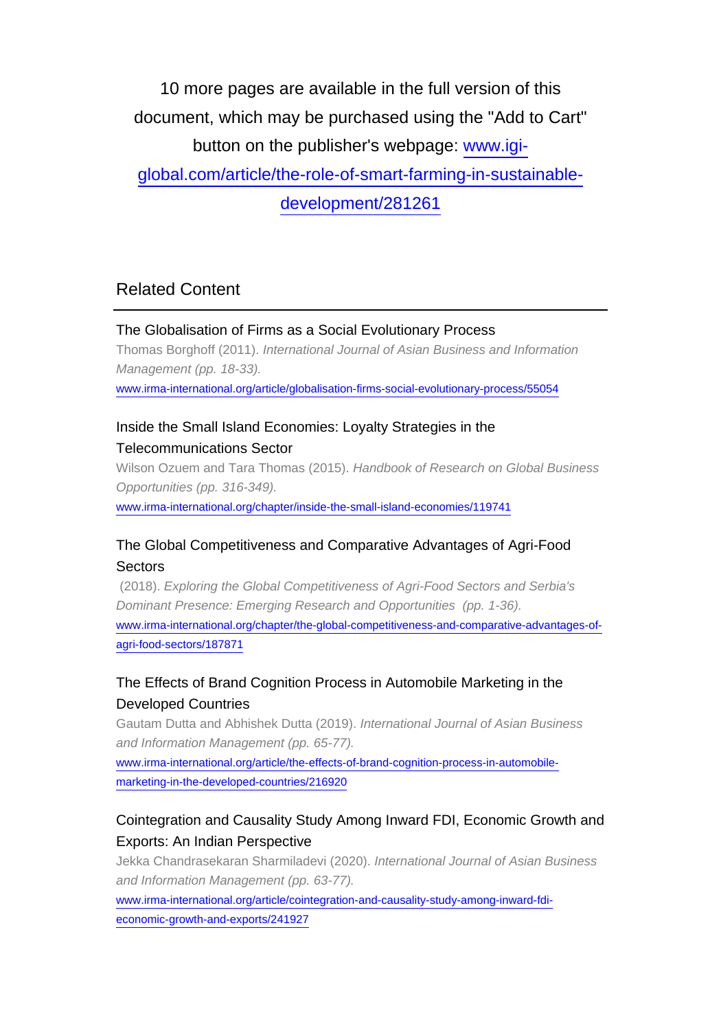10 more pages are available in the full version of this document, which may be purchased using the "Add to Cart" button on the publisher's webpage: [www.igi-global.com/article/the-role-of-smart-farming-in-sustainable-development/281261](www.igi-global.com/article/the-role-of-smart-farming-in-sustainable-development/281261)

## Related Content

**The Globalisation of Firms as a Social Evolutionary Process**

Thomas Borghoff (2011). *International Journal of Asian Business and Information Management (pp. 18-33).*

[www.irma-international.org/article/globalisation-firms-social-evolutionary-process/55054](www.irma-international.org/article/globalisation-firms-social-evolutionary-process/55054)

**Inside the Small Island Economies: Loyalty Strategies in the Telecommunications Sector**

Wilson Ozuem and Tara Thomas (2015). *Handbook of Research on Global Business Opportunities (pp. 316-349).*

[www.irma-international.org/chapter/inside-the-small-island-economies/119741](www.irma-international.org/chapter/inside-the-small-island-economies/119741)

**The Global Competitiveness and Comparative Advantages of Agri-Food Sectors**

(2018). *Exploring the Global Competitiveness of Agri-Food Sectors and Serbia's Dominant Presence: Emerging Research and Opportunities (pp. 1-36).*

[www.irma-international.org/chapter/the-global-competitiveness-and-comparative-advantages-of-agri-food-sectors/187871](www.irma-international.org/chapter/the-global-competitiveness-and-comparative-advantages-of-agri-food-sectors/187871)

**The Effects of Brand Cognition Process in Automobile Marketing in the Developed Countries**

Gautam Dutta and Abhishek Dutta (2019). *International Journal of Asian Business and Information Management (pp. 65-77).*

[www.irma-international.org/article/the-effects-of-brand-cognition-process-in-automobile-marketing-in-the-developed-countries/216920](www.irma-international.org/article/the-effects-of-brand-cognition-process-in-automobile-marketing-in-the-developed-countries/216920)

**Cointegration and Causality Study Among Inward FDI, Economic Growth and Exports: An Indian Perspective**

Jekka Chandrasekaran Sharmiladevi (2020). *International Journal of Asian Business and Information Management (pp. 63-77).*

[www.irma-international.org/article/cointegration-and-causality-study-among-inward-fdi-economic-growth-and-exports/241927](www.irma-international.org/article/cointegration-and-causality-study-among-inward-fdi-economic-growth-and-exports/241927)